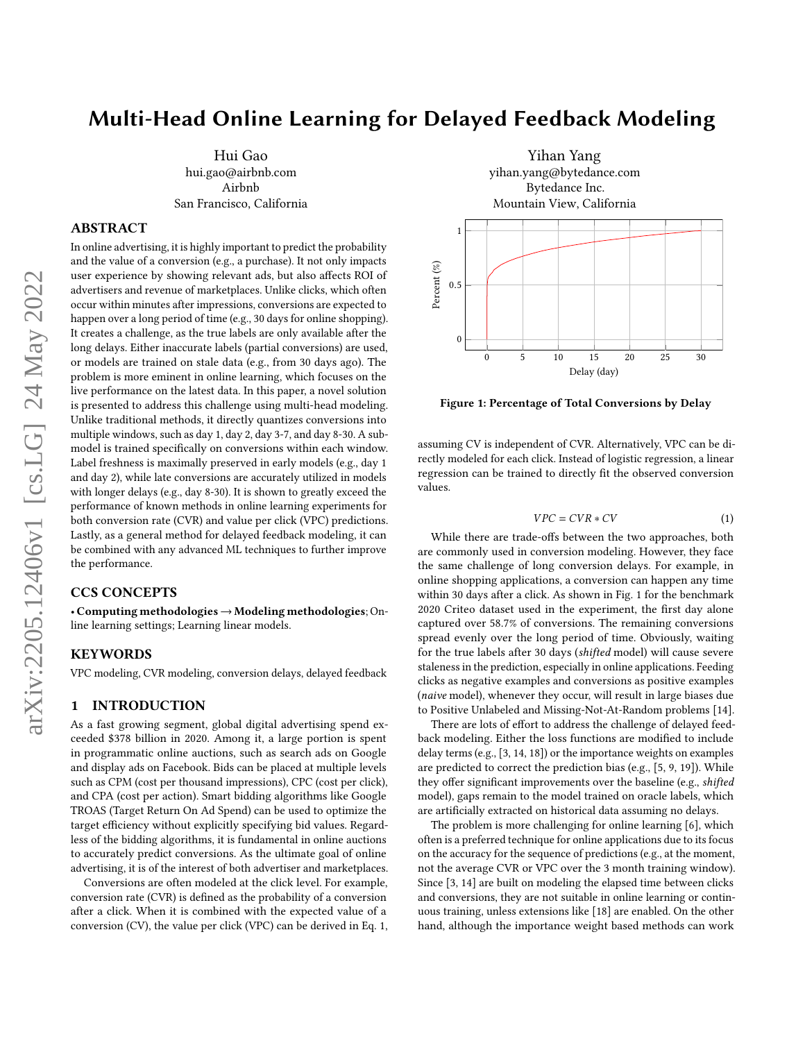# Multi-Head Online Learning for Delayed Feedback Modeling

Hui Gao
hui.gao@airbnb.com
Airbnb
San Francisco, California

Yihan Yang
yihan.yang@bytedance.com
Bytedance Inc.
Mountain View, California

## ABSTRACT

In online advertising, it is highly important to predict the probability and the value of a conversion (e.g., a purchase). It not only impacts user experience by showing relevant ads, but also affects ROI of advertisers and revenue of marketplaces. Unlike clicks, which often occur within minutes after impressions, conversions are expected to happen over a long period of time (e.g., 30 days for online shopping). It creates a challenge, as the true labels are only available after the long delays. Either inaccurate labels (partial conversions) are used, or models are trained on stale data (e.g., from 30 days ago). The problem is more eminent in online learning, which focuses on the live performance on the latest data. In this paper, a novel solution is presented to address this challenge using multi-head modeling. Unlike traditional methods, it directly quantizes conversions into multiple windows, such as day 1, day 2, day 3-7, and day 8-30. A sub-model is trained specifically on conversions within each window. Label freshness is maximally preserved in early models (e.g., day 1 and day 2), while late conversions are accurately utilized in models with longer delays (e.g., day 8-30). It is shown to greatly exceed the performance of known methods in online learning experiments for both conversion rate (CVR) and value per click (VPC) predictions. Lastly, as a general method for delayed feedback modeling, it can be combined with any advanced ML techniques to further improve the performance.

## CCS CONCEPTS

• **Computing methodologies → Modeling methodologies**; Online learning settings; Learning linear models.

## KEYWORDS

VPC modeling, CVR modeling, conversion delays, delayed feedback

## 1 INTRODUCTION

As a fast growing segment, global digital advertising spend exceeded $378 billion in 2020. Among it, a large portion is spent in programmatic online auctions, such as search ads on Google and display ads on Facebook. Bids can be placed at multiple levels such as CPM (cost per thousand impressions), CPC (cost per click), and CPA (cost per action). Smart bidding algorithms like Google TROAS (Target Return On Ad Spend) can be used to optimize the target efficiency without explicitly specifying bid values. Regardless of the bidding algorithms, it is fundamental in online auctions to accurately predict conversions. As the ultimate goal of online advertising, it is of the interest of both advertiser and marketplaces.

Conversions are often modeled at the click level. For example, conversion rate (CVR) is defined as the probability of a conversion after a click. When it is combined with the expected value of a conversion (CV), the value per click (VPC) can be derived in Eq. 1, assuming CV is independent of CVR. Alternatively, VPC can be directly modeled for each click. Instead of logistic regression, a linear regression can be trained to directly fit the observed conversion values.

$$VPC = CVR * CV \tag{1}$$

**Figure 1: Percentage of Total Conversions by Delay**

While there are trade-offs between the two approaches, both are commonly used in conversion modeling. However, they face the same challenge of long conversion delays. For example, in online shopping applications, a conversion can happen any time within 30 days after a click. As shown in Fig. 1 for the benchmark 2020 Criteo dataset used in the experiment, the first day alone captured over 58.7% of conversions. The remaining conversions spread evenly over the long period of time. Obviously, waiting for the true labels after 30 days (*shifted* model) will cause severe staleness in the prediction, especially in online applications. Feeding clicks as negative examples and conversions as positive examples (*naive* model), whenever they occur, will result in large biases due to Positive Unlabeled and Missing-Not-At-Random problems [14].

There are lots of effort to address the challenge of delayed feedback modeling. Either the loss functions are modified to include delay terms (e.g., [3, 14, 18]) or the importance weights on examples are predicted to correct the prediction bias (e.g., [5, 9, 19]). While they offer significant improvements over the baseline (e.g., *shifted* model), gaps remain to the model trained on oracle labels, which are artificially extracted on historical data assuming no delays.

The problem is more challenging for online learning [6], which often is a preferred technique for online applications due to its focus on the accuracy for the sequence of predictions (e.g., at the moment, not the average CVR or VPC over the 3 month training window). Since [3, 14] are built on modeling the elapsed time between clicks and conversions, they are not suitable in online learning or continuous training, unless extensions like [18] are enabled. On the other hand, although the importance weight based methods can work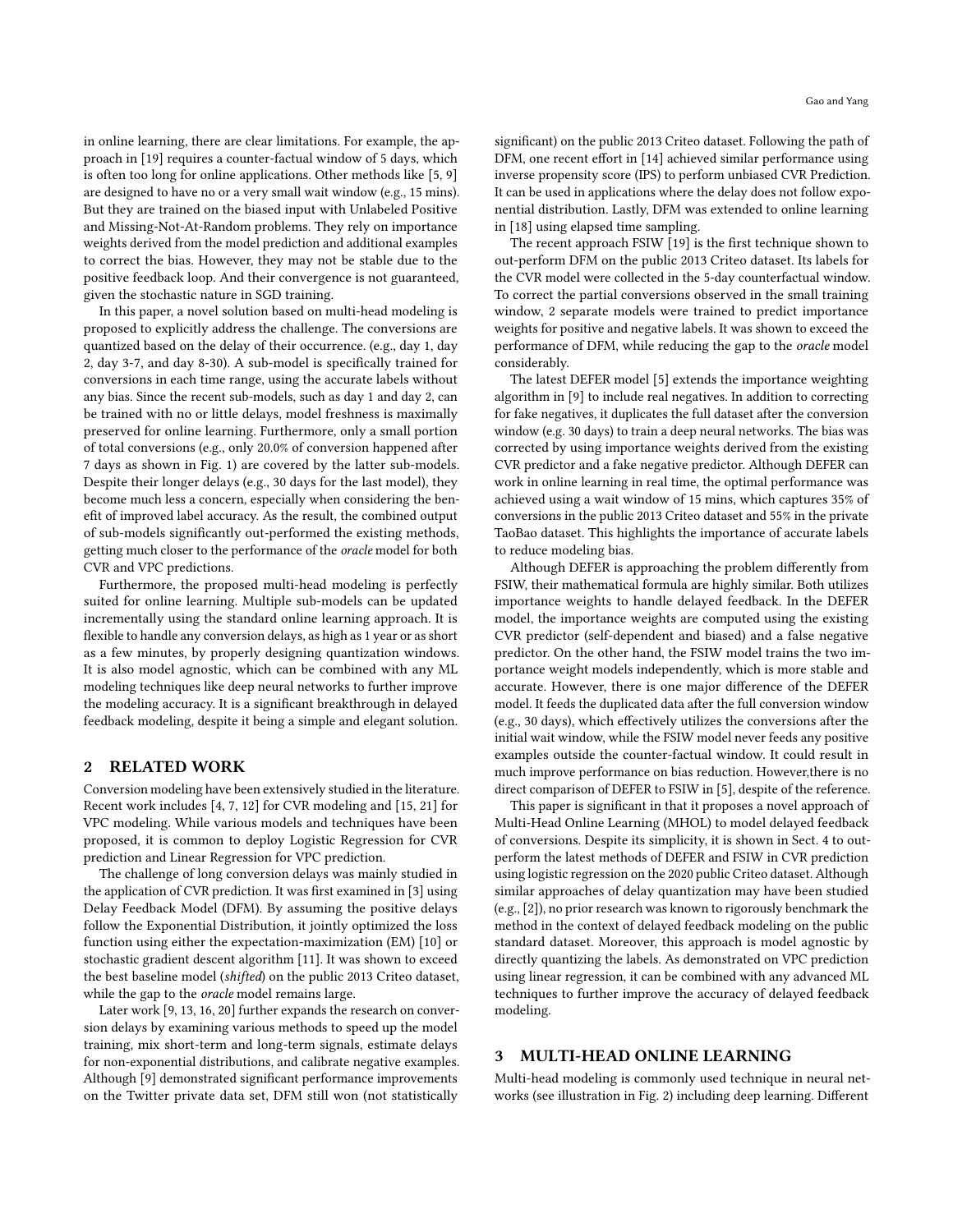in online learning, there are clear limitations. For example, the approach in [19] requires a counter-factual window of 5 days, which is often too long for online applications. Other methods like [5, 9] are designed to have no or a very small wait window (e.g., 15 mins). But they are trained on the biased input with Unlabeled Positive and Missing-Not-At-Random problems. They rely on importance weights derived from the model prediction and additional examples to correct the bias. However, they may not be stable due to the positive feedback loop. And their convergence is not guaranteed, given the stochastic nature in SGD training.

In this paper, a novel solution based on multi-head modeling is proposed to explicitly address the challenge. The conversions are quantized based on the delay of their occurrence. (e.g., day 1, day 2, day 3-7, and day 8-30). A sub-model is specifically trained for conversions in each time range, using the accurate labels without any bias. Since the recent sub-models, such as day 1 and day 2, can be trained with no or little delays, model freshness is maximally preserved for online learning. Furthermore, only a small portion of total conversions (e.g., only 20.0% of conversion happened after 7 days as shown in Fig. 1) are covered by the latter sub-models. Despite their longer delays (e.g., 30 days for the last model), they become much less a concern, especially when considering the benefit of improved label accuracy. As the result, the combined output of sub-models significantly out-performed the existing methods, getting much closer to the performance of the *oracle* model for both CVR and VPC predictions.

Furthermore, the proposed multi-head modeling is perfectly suited for online learning. Multiple sub-models can be updated incrementally using the standard online learning approach. It is flexible to handle any conversion delays, as high as 1 year or as short as a few minutes, by properly designing quantization windows. It is also model agnostic, which can be combined with any ML modeling techniques like deep neural networks to further improve the modeling accuracy. It is a significant breakthrough in delayed feedback modeling, despite it being a simple and elegant solution.

## 2 RELATED WORK

Conversion modeling have been extensively studied in the literature. Recent work includes [4, 7, 12] for CVR modeling and [15, 21] for VPC modeling. While various models and techniques have been proposed, it is common to deploy Logistic Regression for CVR prediction and Linear Regression for VPC prediction.

The challenge of long conversion delays was mainly studied in the application of CVR prediction. It was first examined in [3] using Delay Feedback Model (DFM). By assuming the positive delays follow the Exponential Distribution, it jointly optimized the loss function using either the expectation-maximization (EM) [10] or stochastic gradient descent algorithm [11]. It was shown to exceed the best baseline model (*shifted*) on the public 2013 Criteo dataset, while the gap to the *oracle* model remains large.

Later work [9, 13, 16, 20] further expands the research on conversion delays by examining various methods to speed up the model training, mix short-term and long-term signals, estimate delays for non-exponential distributions, and calibrate negative examples. Although [9] demonstrated significant performance improvements on the Twitter private data set, DFM still won (not statistically significant) on the public 2013 Criteo dataset. Following the path of DFM, one recent effort in [14] achieved similar performance using inverse propensity score (IPS) to perform unbiased CVR Prediction. It can be used in applications where the delay does not follow exponential distribution. Lastly, DFM was extended to online learning in [18] using elapsed time sampling.

The recent approach FSIW [19] is the first technique shown to out-perform DFM on the public 2013 Criteo dataset. Its labels for the CVR model were collected in the 5-day counterfactual window. To correct the partial conversions observed in the small training window, 2 separate models were trained to predict importance weights for positive and negative labels. It was shown to exceed the performance of DFM, while reducing the gap to the *oracle* model considerably.

The latest DEFER model [5] extends the importance weighting algorithm in [9] to include real negatives. In addition to correcting for fake negatives, it duplicates the full dataset after the conversion window (e.g. 30 days) to train a deep neural networks. The bias was corrected by using importance weights derived from the existing CVR predictor and a fake negative predictor. Although DEFER can work in online learning in real time, the optimal performance was achieved using a wait window of 15 mins, which captures 35% of conversions in the public 2013 Criteo dataset and 55% in the private TaoBao dataset. This highlights the importance of accurate labels to reduce modeling bias.

Although DEFER is approaching the problem differently from FSIW, their mathematical formula are highly similar. Both utilizes importance weights to handle delayed feedback. In the DEFER model, the importance weights are computed using the existing CVR predictor (self-dependent and biased) and a false negative predictor. On the other hand, the FSIW model trains the two importance weight models independently, which is more stable and accurate. However, there is one major difference of the DEFER model. It feeds the duplicated data after the full conversion window (e.g., 30 days), which effectively utilizes the conversions after the initial wait window, while the FSIW model never feeds any positive examples outside the counter-factual window. It could result in much improve performance on bias reduction. However,there is no direct comparison of DEFER to FSIW in [5], despite of the reference.

This paper is significant in that it proposes a novel approach of Multi-Head Online Learning (MHOL) to model delayed feedback of conversions. Despite its simplicity, it is shown in Sect. 4 to outperform the latest methods of DEFER and FSIW in CVR prediction using logistic regression on the 2020 public Criteo dataset. Although similar approaches of delay quantization may have been studied (e.g., [2]), no prior research was known to rigorously benchmark the method in the context of delayed feedback modeling on the public standard dataset. Moreover, this approach is model agnostic by directly quantizing the labels. As demonstrated on VPC prediction using linear regression, it can be combined with any advanced ML techniques to further improve the accuracy of delayed feedback modeling.

## 3 MULTI-HEAD ONLINE LEARNING

Multi-head modeling is commonly used technique in neural networks (see illustration in Fig. 2) including deep learning. Different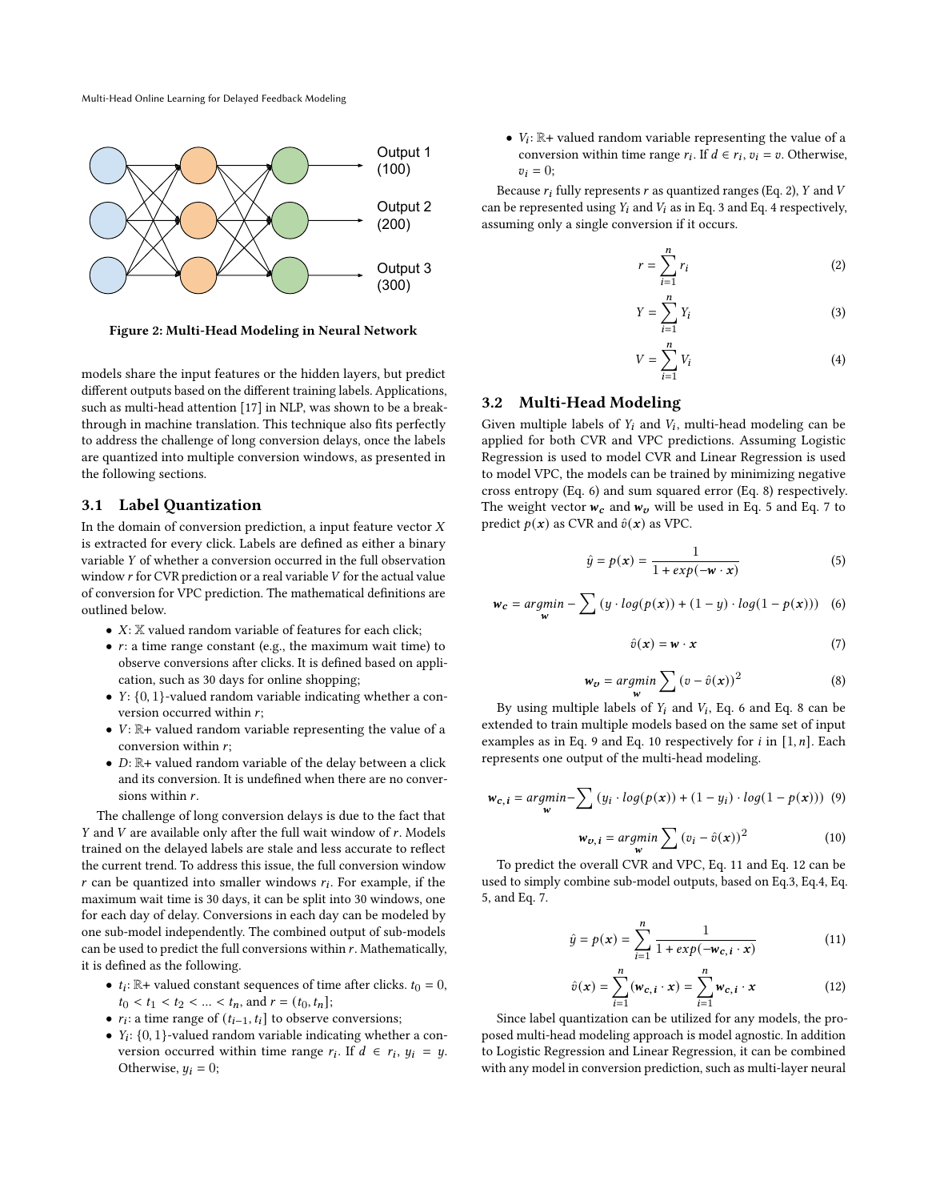Figure 2: Multi-Head Modeling in Neural Network

models share the input features or the hidden layers, but predict different outputs based on the different training labels. Applications, such as multi-head attention [17] in NLP, was shown to be a breakthrough in machine translation. This technique also fits perfectly to address the challenge of long conversion delays, once the labels are quantized into multiple conversion windows, as presented in the following sections.

## 3.1 Label Quantization

In the domain of conversion prediction, a input feature vector $X$ is extracted for every click. Labels are defined as either a binary variable $Y$ of whether a conversion occurred in the full observation window $r$ for CVR prediction or a real variable $V$ for the actual value of conversion for VPC prediction. The mathematical definitions are outlined below.

- $X$: $\mathbb{X}$ valued random variable of features for each click;
- $r$: a time range constant (e.g., the maximum wait time) to observe conversions after clicks. It is defined based on application, such as 30 days for online shopping;
- $Y$: $\{0, 1\}$-valued random variable indicating whether a conversion occurred within $r$;
- $V$: $\mathbb{R}+$ valued random variable representing the value of a conversion within $r$;
- $D$: $\mathbb{R}+$ valued random variable of the delay between a click and its conversion. It is undefined when there are no conversions within $r$.

The challenge of long conversion delays is due to the fact that $Y$ and $V$ are available only after the full wait window of $r$. Models trained on the delayed labels are stale and less accurate to reflect the current trend. To address this issue, the full conversion window $r$ can be quantized into smaller windows $r_i$. For example, if the maximum wait time is 30 days, it can be split into 30 windows, one for each day of delay. Conversions in each day can be modeled by one sub-model independently. The combined output of sub-models can be used to predict the full conversions within $r$. Mathematically, it is defined as the following.

- $t_i$: $\mathbb{R}+$ valued constant sequences of time after clicks. $t_0 = 0$, $t_0 < t_1 < t_2 < ... < t_n$, and $r = (t_0, t_n]$;
- $r_i$: a time range of $(t_{i-1}, t_i]$ to observe conversions;
- $Y_i$: $\{0, 1\}$-valued random variable indicating whether a conversion occurred within time range $r_i$. If $d \in r_i$, $y_i = y$. Otherwise, $y_i = 0$;
- $V_i$: $\mathbb{R}+$ valued random variable representing the value of a conversion within time range $r_i$. If $d \in r_i$, $v_i = v$. Otherwise, $v_i = 0$;

Because $r_i$ fully represents $r$ as quantized ranges (Eq. 2), $Y$ and $V$ can be represented using $Y_i$ and $V_i$ as in Eq. 3 and Eq. 4 respectively, assuming only a single conversion if it occurs.

$$r = \sum_{i=1}^{n} r_i \tag{2}$$

$$Y = \sum_{i=1}^{n} Y_i \tag{3}$$

$$V = \sum_{i=1}^{n} V_i \tag{4}$$

## 3.2 Multi-Head Modeling

Given multiple labels of $Y_i$ and $V_i$, multi-head modeling can be applied for both CVR and VPC predictions. Assuming Logistic Regression is used to model CVR and Linear Regression is used to model VPC, the models can be trained by minimizing negative cross entropy (Eq. 6) and sum squared error (Eq. 8) respectively. The weight vector $\boldsymbol{w_c}$ and $\boldsymbol{w_v}$ will be used in Eq. 5 and Eq. 7 to predict $p(\boldsymbol{x})$ as CVR and $\hat{v}(\boldsymbol{x})$ as VPC.

$$\hat{y} = p(\boldsymbol{x}) = \frac{1}{1 + exp(-\boldsymbol{w} \cdot \boldsymbol{x})} \tag{5}$$

$$\boldsymbol{w_c} = \underset{\boldsymbol{w}}{argmin} - \sum \left(y \cdot log(p(\boldsymbol{x})) + (1-y) \cdot log(1 - p(\boldsymbol{x}))\right) \tag{6}$$

$$\hat{v}(\boldsymbol{x}) = \boldsymbol{w} \cdot \boldsymbol{x} \tag{7}$$

$$\boldsymbol{w_v} = \underset{\boldsymbol{w}}{argmin} \sum \left(v - \hat{v}(\boldsymbol{x})\right)^2 \tag{8}$$

By using multiple labels of $Y_i$ and $V_i$, Eq. 6 and Eq. 8 can be extended to train multiple models based on the same set of input examples as in Eq. 9 and Eq. 10 respectively for $i$ in $[1, n]$. Each represents one output of the multi-head modeling.

$$\boldsymbol{w_{c,i}} = \underset{\boldsymbol{w}}{argmin} - \sum \left(y_i \cdot log(p(\boldsymbol{x})) + (1-y_i) \cdot log(1 - p(\boldsymbol{x}))\right) \tag{9}$$

$$\boldsymbol{w_{v,i}} = \underset{\boldsymbol{w}}{argmin} \sum \left(v_i - \hat{v}(\boldsymbol{x})\right)^2 \tag{10}$$

To predict the overall CVR and VPC, Eq. 11 and Eq. 12 can be used to simply combine sub-model outputs, based on Eq.3, Eq.4, Eq. 5, and Eq. 7.

$$\hat{y} = p(\boldsymbol{x}) = \sum_{i=1}^{n} \frac{1}{1 + exp(-\boldsymbol{w_{c,i}} \cdot \boldsymbol{x})} \tag{11}$$

$$\hat{v}(\boldsymbol{x}) = \sum_{i=1}^{n} (\boldsymbol{w_{c,i}} \cdot \boldsymbol{x}) = \sum_{i=1}^{n} \boldsymbol{w_{c,i}} \cdot \boldsymbol{x} \tag{12}$$

Since label quantization can be utilized for any models, the proposed multi-head modeling approach is model agnostic. In addition to Logistic Regression and Linear Regression, it can be combined with any model in conversion prediction, such as multi-layer neural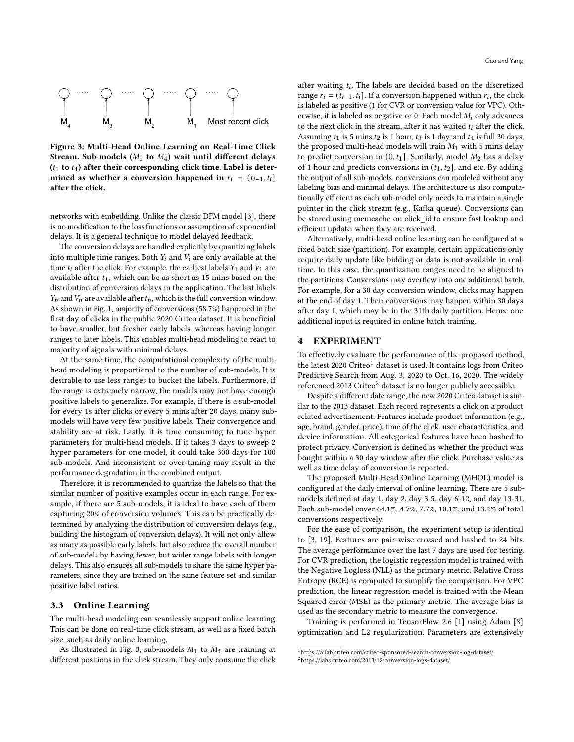Figure 3: Multi-Head Online Learning on Real-Time Click Stream. Sub-models ($M_1$ to $M_4$) wait until different delays ($t_1$ to $t_4$) after their corresponding click time. Label is determined as whether a conversion happened in $r_i = (t_{i-1}, t_i]$ after the click.

networks with embedding. Unlike the classic DFM model [3], there is no modification to the loss functions or assumption of exponential delays. It is a general technique to model delayed feedback.

The conversion delays are handled explicitly by quantizing labels into multiple time ranges. Both $Y_i$ and $V_i$ are only available at the time $t_i$ after the click. For example, the earliest labels $Y_1$ and $V_1$ are available after $t_1$, which can be as short as 15 mins based on the distribution of conversion delays in the application. The last labels $Y_n$ and $V_n$ are available after $t_n$, which is the full conversion window. As shown in Fig. 1, majority of conversions (58.7%) happened in the first day of clicks in the public 2020 Criteo dataset. It is beneficial to have smaller, but fresher early labels, whereas having longer ranges to later labels. This enables multi-head modeling to react to majority of signals with minimal delays.

At the same time, the computational complexity of the multi-head modeling is proportional to the number of sub-models. It is desirable to use less ranges to bucket the labels. Furthermore, if the range is extremely narrow, the models may not have enough positive labels to generalize. For example, if there is a sub-model for every 1s after clicks or every 5 mins after 20 days, many sub-models will have very few positive labels. Their convergence and stability are at risk. Lastly, it is time consuming to tune hyper parameters for multi-head models. If it takes 3 days to sweep 2 hyper parameters for one model, it could take 300 days for 100 sub-models. And inconsistent or over-tuning may result in the performance degradation in the combined output.

Therefore, it is recommended to quantize the labels so that the similar number of positive examples occur in each range. For example, if there are 5 sub-models, it is ideal to have each of them capturing 20% of conversion volumes. This can be practically determined by analyzing the distribution of conversion delays (e.g., building the histogram of conversion delays). It will not only allow as many as possible early labels, but also reduce the overall number of sub-models by having fewer, but wider range labels with longer delays. This also ensures all sub-models to share the same hyper parameters, since they are trained on the same feature set and similar positive label ratios.

### 3.3 Online Learning

The multi-head modeling can seamlessly support online learning. This can be done on real-time click stream, as well as a fixed batch size, such as daily online learning.

As illustrated in Fig. 3, sub-models $M_1$ to $M_4$ are training at different positions in the click stream. They only consume the click after waiting $t_i$. The labels are decided based on the discretized range $r_i = (t_{i-1}, t_i]$. If a conversion happened within $r_i$, the click is labeled as positive (1 for CVR or conversion value for VPC). Otherwise, it is labeled as negative or 0. Each model $M_i$ only advances to the next click in the stream, after it has waited $t_i$ after the click. Assuming $t_1$ is 5 mins, $t_2$ is 1 hour, $t_3$ is 1 day, and $t_4$ is full 30 days, the proposed multi-head models will train $M_1$ with 5 mins delay to predict conversion in $(0, t_1]$. Similarly, model $M_2$ has a delay of 1 hour and predicts conversions in $(t_1, t_2]$, and etc. By adding the output of all sub-models, conversions can modeled without any labeling bias and minimal delays. The architecture is also computationally efficient as each sub-model only needs to maintain a single pointer in the click stream (e.g., Kafka queue). Conversions can be stored using memcache on click_id to ensure fast lookup and efficient update, when they are received.

Alternatively, multi-head online learning can be configured at a fixed batch size (partition). For example, certain applications only require daily update like bidding or data is not available in real-time. In this case, the quantization ranges need to be aligned to the partitions. Conversions may overflow into one additional batch. For example, for a 30 day conversion window, clicks may happen at the end of day 1. Their conversions may happen within 30 days after day 1, which may be in the 31th daily partition. Hence one additional input is required in online batch training.

## 4 EXPERIMENT

To effectively evaluate the performance of the proposed method, the latest 2020 Criteo[1] dataset is used. It contains logs from Criteo Predictive Search from Aug. 3, 2020 to Oct. 16, 2020. The widely referenced 2013 Criteo[2] dataset is no longer publicly accessible.

Despite a different date range, the new 2020 Criteo dataset is similar to the 2013 dataset. Each record represents a click on a product related advertisement. Features include product information (e.g., age, brand, gender, price), time of the click, user characteristics, and device information. All categorical features have been hashed to protect privacy. Conversion is defined as whether the product was bought within a 30 day window after the click. Purchase value as well as time delay of conversion is reported.

The proposed Multi-Head Online Learning (MHOL) model is configured at the daily interval of online learning. There are 5 sub-models defined at day 1, day 2, day 3-5, day 6-12, and day 13-31. Each sub-model cover 64.1%, 4.7%, 7.7%, 10.1%, and 13.4% of total conversions respectively.

For the ease of comparison, the experiment setup is identical to [3, 19]. Features are pair-wise crossed and hashed to 24 bits. The average performance over the last 7 days are used for testing. For CVR prediction, the logistic regression model is trained with the Negative Logloss (NLL) as the primary metric. Relative Cross Entropy (RCE) is computed to simplify the comparison. For VPC prediction, the linear regression model is trained with the Mean Squared error (MSE) as the primary metric. The average bias is used as the secondary metric to measure the convergence.

Training is performed in TensorFlow 2.6 [1] using Adam [8] optimization and L2 regularization. Parameters are extensively

[1] https://ailab.criteo.com/criteo-sponsored-search-conversion-log-dataset/

[2] https://labs.criteo.com/2013/12/conversion-logs-dataset/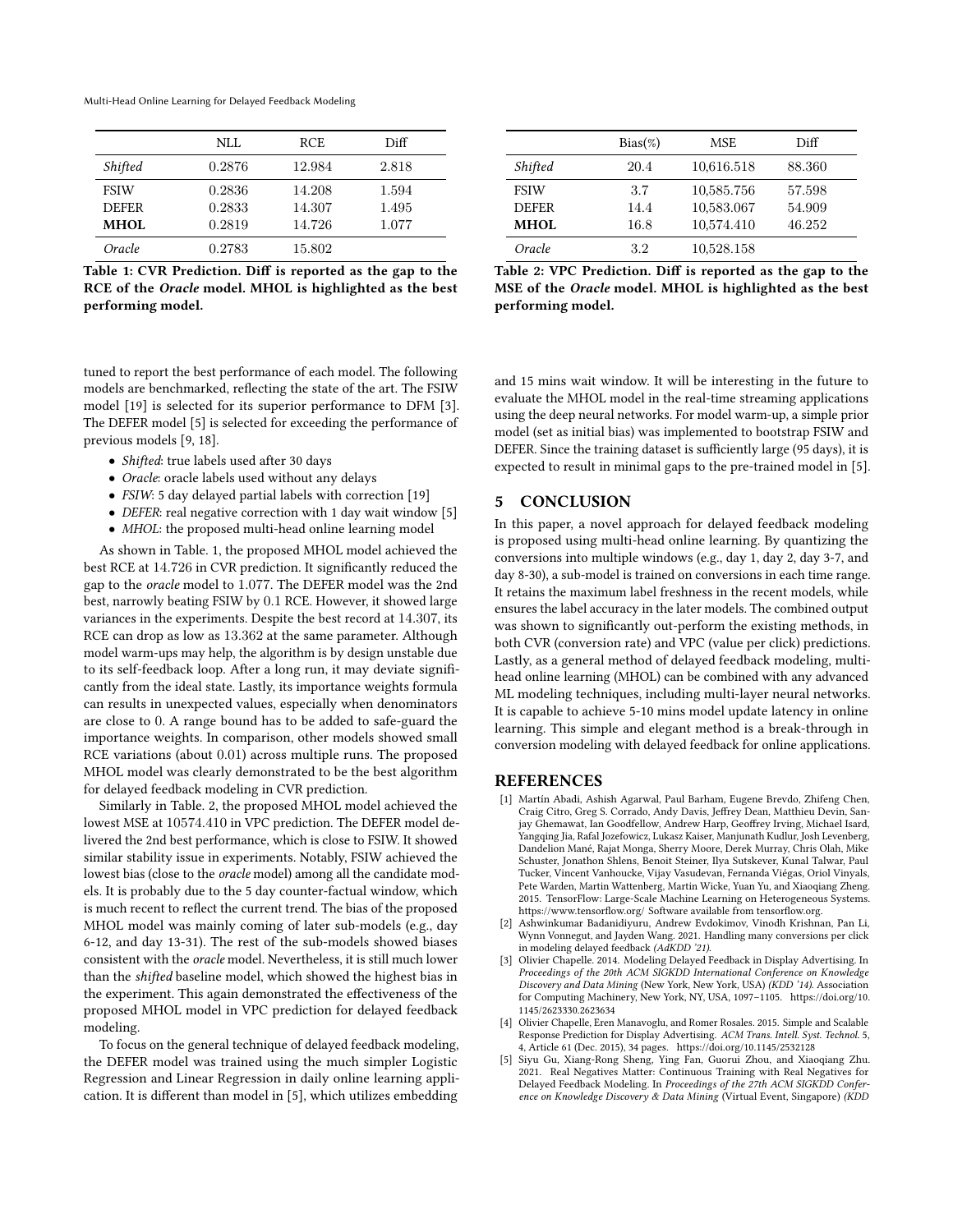|  | NLL | RCE | Diff |
|---|---|---|---|
| *Shifted* | 0.2876 | 12.984 | 2.818 |
| FSIW | 0.2836 | 14.208 | 1.594 |
| DEFER | 0.2833 | 14.307 | 1.495 |
| **MHOL** | 0.2819 | 14.726 | 1.077 |
| *Oracle* | 0.2783 | 15.802 |  |

**Table 1: CVR Prediction. Diff is reported as the gap to the RCE of the *Oracle* model. MHOL is highlighted as the best performing model.**

|  | Bias(%) | MSE | Diff |
|---|---|---|---|
| *Shifted* | 20.4 | 10,616.518 | 88.360 |
| FSIW | 3.7 | 10,585.756 | 57.598 |
| DEFER | 14.4 | 10,583.067 | 54.909 |
| **MHOL** | 16.8 | 10,574.410 | 46.252 |
| *Oracle* | 3.2 | 10,528.158 |  |

**Table 2: VPC Prediction. Diff is reported as the gap to the MSE of the *Oracle* model. MHOL is highlighted as the best performing model.**

tuned to report the best performance of each model. The following models are benchmarked, reflecting the state of the art. The FSIW model [19] is selected for its superior performance to DFM [3]. The DEFER model [5] is selected for exceeding the performance of previous models [9, 18].

- *Shifted*: true labels used after 30 days
- *Oracle*: oracle labels used without any delays
- *FSIW*: 5 day delayed partial labels with correction [19]
- *DEFER*: real negative correction with 1 day wait window [5]
- *MHOL*: the proposed multi-head online learning model

As shown in Table. 1, the proposed MHOL model achieved the best RCE at 14.726 in CVR prediction. It significantly reduced the gap to the *oracle* model to 1.077. The DEFER model was the 2nd best, narrowly beating FSIW by 0.1 RCE. However, it showed large variances in the experiments. Despite the best record at 14.307, its RCE can drop as low as 13.362 at the same parameter. Although model warm-ups may help, the algorithm is by design unstable due to its self-feedback loop. After a long run, it may deviate significantly from the ideal state. Lastly, its importance weights formula can results in unexpected values, especially when denominators are close to 0. A range bound has to be added to safe-guard the importance weights. In comparison, other models showed small RCE variations (about 0.01) across multiple runs. The proposed MHOL model was clearly demonstrated to be the best algorithm for delayed feedback modeling in CVR prediction.

Similarly in Table. 2, the proposed MHOL model achieved the lowest MSE at 10574.410 in VPC prediction. The DEFER model delivered the 2nd best performance, which is close to FSIW. It showed similar stability issue in experiments. Notably, FSIW achieved the lowest bias (close to the *oracle* model) among all the candidate models. It is probably due to the 5 day counter-factual window, which is much recent to reflect the current trend. The bias of the proposed MHOL model was mainly coming of later sub-models (e.g., day 6-12, and day 13-31). The rest of the sub-models showed biases consistent with the *oracle* model. Nevertheless, it is still much lower than the *shifted* baseline model, which showed the highest bias in the experiment. This again demonstrated the effectiveness of the proposed MHOL model in VPC prediction for delayed feedback modeling.

To focus on the general technique of delayed feedback modeling, the DEFER model was trained using the much simpler Logistic Regression and Linear Regression in daily online learning application. It is different than model in [5], which utilizes embedding and 15 mins wait window. It will be interesting in the future to evaluate the MHOL model in the real-time streaming applications using the deep neural networks. For model warm-up, a simple prior model (set as initial bias) was implemented to bootstrap FSIW and DEFER. Since the training dataset is sufficiently large (95 days), it is expected to result in minimal gaps to the pre-trained model in [5].

## 5 CONCLUSION

In this paper, a novel approach for delayed feedback modeling is proposed using multi-head online learning. By quantizing the conversions into multiple windows (e.g., day 1, day 2, day 3-7, and day 8-30), a sub-model is trained on conversions in each time range. It retains the maximum label freshness in the recent models, while ensures the label accuracy in the later models. The combined output was shown to significantly out-perform the existing methods, in both CVR (conversion rate) and VPC (value per click) predictions. Lastly, as a general method of delayed feedback modeling, multi-head online learning (MHOL) can be combined with any advanced ML modeling techniques, including multi-layer neural networks. It is capable to achieve 5-10 mins model update latency in online learning. This simple and elegant method is a break-through in conversion modeling with delayed feedback for online applications.

## REFERENCES

[1] Martín Abadi, Ashish Agarwal, Paul Barham, Eugene Brevdo, Zhifeng Chen, Craig Citro, Greg S. Corrado, Andy Davis, Jeffrey Dean, Matthieu Devin, Sanjay Ghemawat, Ian Goodfellow, Andrew Harp, Geoffrey Irving, Michael Isard, Yangqing Jia, Rafal Jozefowicz, Lukasz Kaiser, Manjunath Kudlur, Josh Levenberg, Dandelion Mané, Rajat Monga, Sherry Moore, Derek Murray, Chris Olah, Mike Schuster, Jonathon Shlens, Benoit Steiner, Ilya Sutskever, Kunal Talwar, Paul Tucker, Vincent Vanhoucke, Vijay Vasudevan, Fernanda Viégas, Oriol Vinyals, Pete Warden, Martin Wattenberg, Martin Wicke, Yuan Yu, and Xiaoqiang Zheng. 2015. TensorFlow: Large-Scale Machine Learning on Heterogeneous Systems. https://www.tensorflow.org/ Software available from tensorflow.org.

[2] Ashwinkumar Badanidiyuru, Andrew Evdokimov, Vinodh Krishnan, Pan Li, Wynn Vonnegut, and Jayden Wang. 2021. Handling many conversions per click in modeling delayed feedback *(AdKDD '21)*.

[3] Olivier Chapelle. 2014. Modeling Delayed Feedback in Display Advertising. In *Proceedings of the 20th ACM SIGKDD International Conference on Knowledge Discovery and Data Mining* (New York, New York, USA) *(KDD '14)*. Association for Computing Machinery, New York, NY, USA, 1097–1105. https://doi.org/10.1145/2623330.2623634

[4] Olivier Chapelle, Eren Manavoglu, and Romer Rosales. 2015. Simple and Scalable Response Prediction for Display Advertising. *ACM Trans. Intell. Syst. Technol.* 5, 4, Article 61 (Dec. 2015), 34 pages. https://doi.org/10.1145/2532128

[5] Siyu Gu, Xiang-Rong Sheng, Ying Fan, Guorui Zhou, and Xiaoqiang Zhu. 2021. Real Negatives Matter: Continuous Training with Real Negatives for Delayed Feedback Modeling. In *Proceedings of the 27th ACM SIGKDD Conference on Knowledge Discovery & Data Mining* (Virtual Event, Singapore) *(KDD*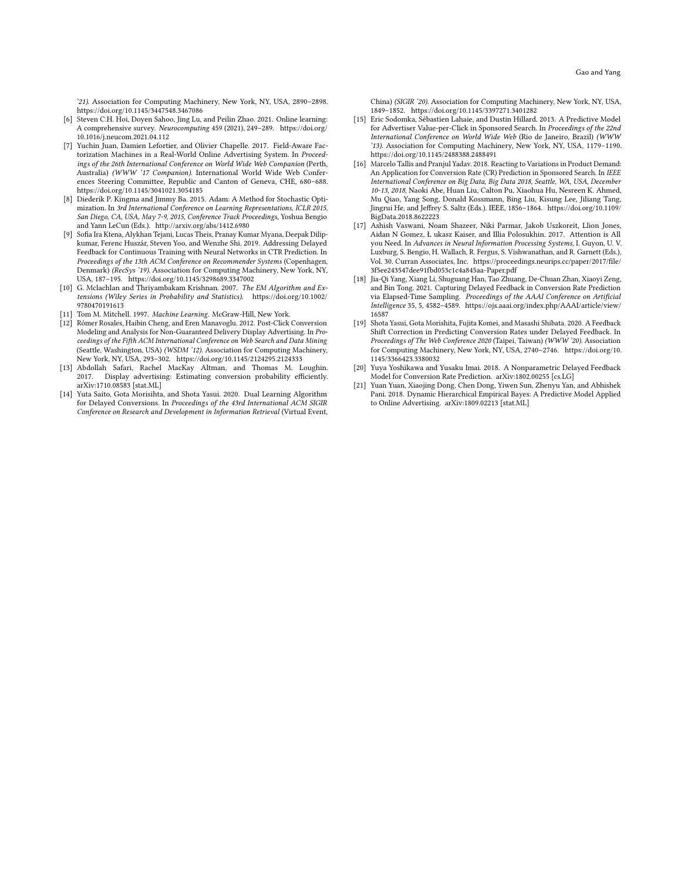'21). Association for Computing Machinery, New York, NY, USA, 2890–2898. https://doi.org/10.1145/3447548.3467086

[6] Steven C.H. Hoi, Doyen Sahoo, Jing Lu, and Peilin Zhao. 2021. Online learning: A comprehensive survey. *Neurocomputing* 459 (2021), 249–289. https://doi.org/10.1016/j.neucom.2021.04.112

[7] Yuchin Juan, Damien Lefortier, and Olivier Chapelle. 2017. Field-Aware Factorization Machines in a Real-World Online Advertising System. In *Proceedings of the 26th International Conference on World Wide Web Companion* (Perth, Australia) *(WWW '17 Companion)*. International World Wide Web Conferences Steering Committee, Republic and Canton of Geneva, CHE, 680–688. https://doi.org/10.1145/3041021.3054185

[8] Diederik P. Kingma and Jimmy Ba. 2015. Adam: A Method for Stochastic Optimization. In *3rd International Conference on Learning Representations, ICLR 2015, San Diego, CA, USA, May 7-9, 2015, Conference Track Proceedings*, Yoshua Bengio and Yann LeCun (Eds.). http://arxiv.org/abs/1412.6980

[9] Sofia Ira Ktena, Alykhan Tejani, Lucas Theis, Pranay Kumar Myana, Deepak Dilipkumar, Ferenc Huszár, Steven Yoo, and Wenzhe Shi. 2019. Addressing Delayed Feedback for Continuous Training with Neural Networks in CTR Prediction. In *Proceedings of the 13th ACM Conference on Recommender Systems* (Copenhagen, Denmark) *(RecSys '19)*. Association for Computing Machinery, New York, NY, USA, 187–195. https://doi.org/10.1145/3298689.3347002

[10] G. Mclachlan and Thriyambakam Krishnan. 2007. *The EM Algorithm and Extensions (Wiley Series in Probability and Statistics)*. https://doi.org/10.1002/9780470191613

[11] Tom M. Mitchell. 1997. *Machine Learning*. McGraw-Hill, New York.

[12] Rómer Rosales, Haibin Cheng, and Eren Manavoglu. 2012. Post-Click Conversion Modeling and Analysis for Non-Guaranteed Delivery Display Advertising. In *Proceedings of the Fifth ACM International Conference on Web Search and Data Mining* (Seattle, Washington, USA) *(WSDM '12)*. Association for Computing Machinery, New York, NY, USA, 293–302. https://doi.org/10.1145/2124295.2124333

[13] Abdollah Safari, Rachel MacKay Altman, and Thomas M. Loughin. 2017. Display advertising: Estimating conversion probability efficiently. arXiv:1710.08583 [stat.ML]

[14] Yuta Saito, Gota Morisihta, and Shota Yasui. 2020. Dual Learning Algorithm for Delayed Conversions. In *Proceedings of the 43rd International ACM SIGIR Conference on Research and Development in Information Retrieval* (Virtual Event, China) *(SIGIR '20)*. Association for Computing Machinery, New York, NY, USA, 1849–1852. https://doi.org/10.1145/3397271.3401282

[15] Eric Sodomka, Sébastien Lahaie, and Dustin Hillard. 2013. A Predictive Model for Advertiser Value-per-Click in Sponsored Search. In *Proceedings of the 22nd International Conference on World Wide Web* (Rio de Janeiro, Brazil) *(WWW '13)*. Association for Computing Machinery, New York, NY, USA, 1179–1190. https://doi.org/10.1145/2488388.2488491

[16] Marcelo Tallis and Pranjul Yadav. 2018. Reacting to Variations in Product Demand: An Application for Conversion Rate (CR) Prediction in Sponsored Search. In *IEEE International Conference on Big Data, Big Data 2018, Seattle, WA, USA, December 10-13, 2018*, Naoki Abe, Huan Liu, Calton Pu, Xiaohua Hu, Nesreen K. Ahmed, Mu Qiao, Yang Song, Donald Kossmann, Bing Liu, Kisung Lee, Jiliang Tang, Jingrui He, and Jeffrey S. Saltz (Eds.). IEEE, 1856–1864. https://doi.org/10.1109/BigData.2018.8622223

[17] Ashish Vaswani, Noam Shazeer, Niki Parmar, Jakob Uszkoreit, Llion Jones, Aidan N Gomez, Ł ukasz Kaiser, and Illia Polosukhin. 2017. Attention is All you Need. In *Advances in Neural Information Processing Systems*, I. Guyon, U. V. Luxburg, S. Bengio, H. Wallach, R. Fergus, S. Vishwanathan, and R. Garnett (Eds.), Vol. 30. Curran Associates, Inc. https://proceedings.neurips.cc/paper/2017/file/3f5ee243547dee91fbd053c1c4a845aa-Paper.pdf

[18] Jia-Qi Yang, Xiang Li, Shuguang Han, Tao Zhuang, De-Chuan Zhan, Xiaoyi Zeng, and Bin Tong. 2021. Capturing Delayed Feedback in Conversion Rate Prediction via Elapsed-Time Sampling. *Proceedings of the AAAI Conference on Artificial Intelligence* 35, 5, 4582–4589. https://ojs.aaai.org/index.php/AAAI/article/view/16587

[19] Shota Yasui, Gota Morishita, Fujita Komei, and Masashi Shibata. 2020. A Feedback Shift Correction in Predicting Conversion Rates under Delayed Feedback. In *Proceedings of The Web Conference 2020* (Taipei, Taiwan) *(WWW '20)*. Association for Computing Machinery, New York, NY, USA, 2740–2746. https://doi.org/10.1145/3366423.3380032

[20] Yuya Yoshikawa and Yusaku Imai. 2018. A Nonparametric Delayed Feedback Model for Conversion Rate Prediction. arXiv:1802.00255 [cs.LG]

[21] Yuan Yuan, Xiaojing Dong, Chen Dong, Yiwen Sun, Zhenyu Yan, and Abhishek Pani. 2018. Dynamic Hierarchical Empirical Bayes: A Predictive Model Applied to Online Advertising. arXiv:1809.02213 [stat.ML]